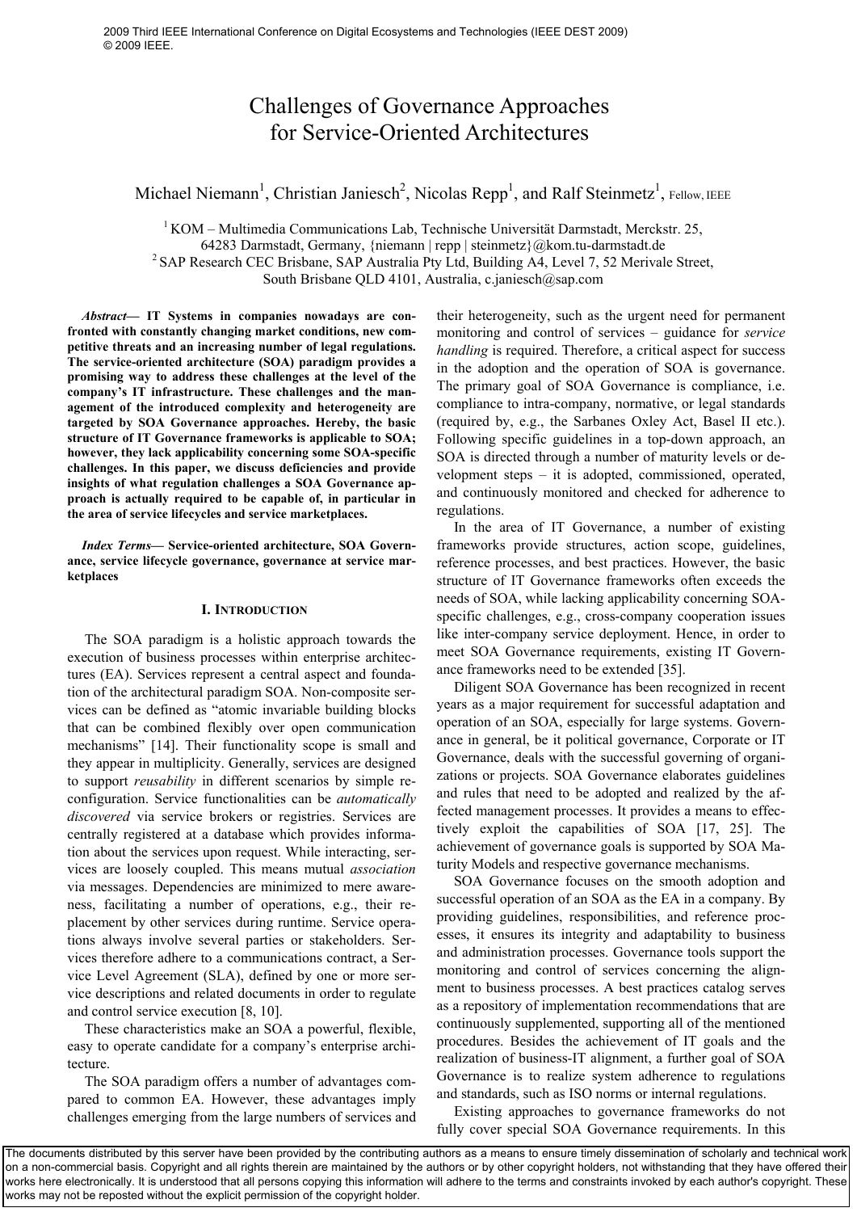2009 Third IEEE International Conference on Digital Ecosystems and Technologies (IEEE DEST 2009)
© 2009 IEEE.

# Challenges of Governance Approaches for Service-Oriented Architectures

Michael Niemann[1], Christian Janiesch[2], Nicolas Repp[1], and Ralf Steinmetz[1], Fellow, IEEE

[1] KOM – Multimedia Communications Lab, Technische Universität Darmstadt, Merckstr. 25, 64283 Darmstadt, Germany, {niemann | repp | steinmetz}@kom.tu-darmstadt.de
[2] SAP Research CEC Brisbane, SAP Australia Pty Ltd, Building A4, Level 7, 52 Merivale Street, South Brisbane QLD 4101, Australia, c.janiesch@sap.com

***Abstract*— IT Systems in companies nowadays are confronted with constantly changing market conditions, new competitive threats and an increasing number of legal regulations. The service-oriented architecture (SOA) paradigm provides a promising way to address these challenges at the level of the company's IT infrastructure. These challenges and the management of the introduced complexity and heterogeneity are targeted by SOA Governance approaches. Hereby, the basic structure of IT Governance frameworks is applicable to SOA; however, they lack applicability concerning some SOA-specific challenges. In this paper, we discuss deficiencies and provide insights of what regulation challenges a SOA Governance approach is actually required to be capable of, in particular in the area of service lifecycles and service marketplaces.**

***Index Terms*— Service-oriented architecture, SOA Governance, service lifecycle governance, governance at service marketplaces**

## I. Introduction

The SOA paradigm is a holistic approach towards the execution of business processes within enterprise architectures (EA). Services represent a central aspect and foundation of the architectural paradigm SOA. Non-composite services can be defined as "atomic invariable building blocks that can be combined flexibly over open communication mechanisms" [14]. Their functionality scope is small and they appear in multiplicity. Generally, services are designed to support *reusability* in different scenarios by simple re-configuration. Service functionalities can be *automatically discovered* via service brokers or registries. Services are centrally registered at a database which provides information about the services upon request. While interacting, services are loosely coupled. This means mutual *association* via messages. Dependencies are minimized to mere awareness, facilitating a number of operations, e.g., their replacement by other services during runtime. Service operations always involve several parties or stakeholders. Services therefore adhere to a communications contract, a Service Level Agreement (SLA), defined by one or more service descriptions and related documents in order to regulate and control service execution [8, 10].

These characteristics make an SOA a powerful, flexible, easy to operate candidate for a company's enterprise architecture.

The SOA paradigm offers a number of advantages compared to common EA. However, these advantages imply challenges emerging from the large numbers of services and their heterogeneity, such as the urgent need for permanent monitoring and control of services – guidance for *service handling* is required. Therefore, a critical aspect for success in the adoption and the operation of SOA is governance. The primary goal of SOA Governance is compliance, i.e. compliance to intra-company, normative, or legal standards (required by, e.g., the Sarbanes Oxley Act, Basel II etc.). Following specific guidelines in a top-down approach, an SOA is directed through a number of maturity levels or development steps – it is adopted, commissioned, operated, and continuously monitored and checked for adherence to regulations.

In the area of IT Governance, a number of existing frameworks provide structures, action scope, guidelines, reference processes, and best practices. However, the basic structure of IT Governance frameworks often exceeds the needs of SOA, while lacking applicability concerning SOA-specific challenges, e.g., cross-company cooperation issues like inter-company service deployment. Hence, in order to meet SOA Governance requirements, existing IT Governance frameworks need to be extended [35].

Diligent SOA Governance has been recognized in recent years as a major requirement for successful adaptation and operation of an SOA, especially for large systems. Governance in general, be it political governance, Corporate or IT Governance, deals with the successful governing of organizations or projects. SOA Governance elaborates guidelines and rules that need to be adopted and realized by the affected management processes. It provides a means to effectively exploit the capabilities of SOA [17, 25]. The achievement of governance goals is supported by SOA Maturity Models and respective governance mechanisms.

SOA Governance focuses on the smooth adoption and successful operation of an SOA as the EA in a company. By providing guidelines, responsibilities, and reference processes, it ensures its integrity and adaptability to business and administration processes. Governance tools support the monitoring and control of services concerning the alignment to business processes. A best practices catalog serves as a repository of implementation recommendations that are continuously supplemented, supporting all of the mentioned procedures. Besides the achievement of IT goals and the realization of business-IT alignment, a further goal of SOA Governance is to realize system adherence to regulations and standards, such as ISO norms or internal regulations.

Existing approaches to governance frameworks do not fully cover special SOA Governance requirements. In this

The documents distributed by this server have been provided by the contributing authors as a means to ensure timely dissemination of scholarly and technical work on a non-commercial basis. Copyright and all rights therein are maintained by the authors or by other copyright holders, not withstanding that they have offered their works here electronically. It is understood that all persons copying this information will adhere to the terms and constraints invoked by each author's copyright. These works may not be reposted without the explicit permission of the copyright holder.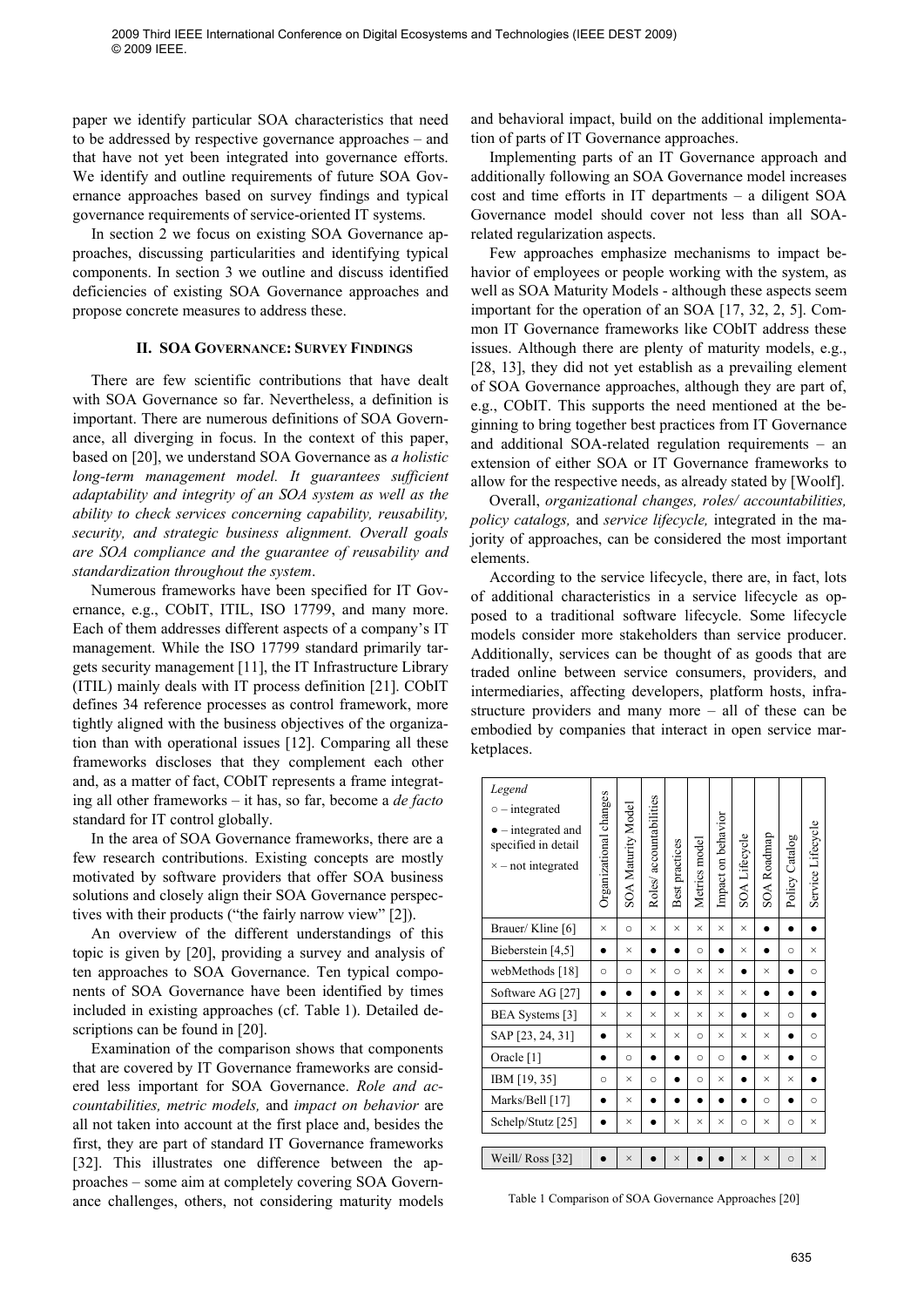paper we identify particular SOA characteristics that need to be addressed by respective governance approaches – and that have not yet been integrated into governance efforts. We identify and outline requirements of future SOA Governance approaches based on survey findings and typical governance requirements of service-oriented IT systems.

In section 2 we focus on existing SOA Governance approaches, discussing particularities and identifying typical components. In section 3 we outline and discuss identified deficiencies of existing SOA Governance approaches and propose concrete measures to address these.

## II. SOA Governance: Survey Findings

There are few scientific contributions that have dealt with SOA Governance so far. Nevertheless, a definition is important. There are numerous definitions of SOA Governance, all diverging in focus. In the context of this paper, based on [20], we understand SOA Governance as *a holistic long-term management model. It guarantees sufficient adaptability and integrity of an SOA system as well as the ability to check services concerning capability, reusability, security, and strategic business alignment. Overall goals are SOA compliance and the guarantee of reusability and standardization throughout the system*.

Numerous frameworks have been specified for IT Governance, e.g., CObIT, ITIL, ISO 17799, and many more. Each of them addresses different aspects of a company's IT management. While the ISO 17799 standard primarily targets security management [11], the IT Infrastructure Library (ITIL) mainly deals with IT process definition [21]. CObIT defines 34 reference processes as control framework, more tightly aligned with the business objectives of the organization than with operational issues [12]. Comparing all these frameworks discloses that they complement each other and, as a matter of fact, CObIT represents a frame integrating all other frameworks – it has, so far, become a *de facto* standard for IT control globally.

In the area of SOA Governance frameworks, there are a few research contributions. Existing concepts are mostly motivated by software providers that offer SOA business solutions and closely align their SOA Governance perspectives with their products ("the fairly narrow view" [2]).

An overview of the different understandings of this topic is given by [20], providing a survey and analysis of ten approaches to SOA Governance. Ten typical components of SOA Governance have been identified by times included in existing approaches (cf. Table 1). Detailed descriptions can be found in [20].

Examination of the comparison shows that components that are covered by IT Governance frameworks are considered less important for SOA Governance. *Role and accountabilities, metric models,* and *impact on behavior* are all not taken into account at the first place and, besides the first, they are part of standard IT Governance frameworks [32]. This illustrates one difference between the approaches – some aim at completely covering SOA Governance challenges, others, not considering maturity models and behavioral impact, build on the additional implementation of parts of IT Governance approaches.

Implementing parts of an IT Governance approach and additionally following an SOA Governance model increases cost and time efforts in IT departments – a diligent SOA Governance model should cover not less than all SOA-related regularization aspects.

Few approaches emphasize mechanisms to impact behavior of employees or people working with the system, as well as SOA Maturity Models - although these aspects seem important for the operation of an SOA [17, 32, 2, 5]. Common IT Governance frameworks like CObIT address these issues. Although there are plenty of maturity models, e.g., [28, 13], they did not yet establish as a prevailing element of SOA Governance approaches, although they are part of, e.g., CObIT. This supports the need mentioned at the beginning to bring together best practices from IT Governance and additional SOA-related regulation requirements – an extension of either SOA or IT Governance frameworks to allow for the respective needs, as already stated by [Woolf].

Overall, *organizational changes, roles/ accountabilities, policy catalogs,* and *service lifecycle,* integrated in the majority of approaches, can be considered the most important elements.

According to the service lifecycle, there are, in fact, lots of additional characteristics in a service lifecycle as opposed to a traditional software lifecycle. Some lifecycle models consider more stakeholders than service producer. Additionally, services can be thought of as goods that are traded online between service consumers, providers, and intermediaries, affecting developers, platform hosts, infrastructure providers and many more – all of these can be embodied by companies that interact in open service marketplaces.

| Legend: ○ – integrated; ● – integrated and specified in detail; × – not integrated | Organizational changes | SOA Maturity Model | Roles/ accountabilities | Best practices | Metrics model | Impact on behavior | SOA Lifecycle | SOA Roadmap | Policy Catalog | Service Lifecycle |
|---|---|---|---|---|---|---|---|---|---|---|
| Brauer/ Kline [6] | × | ○ | × | × | × | × | × | ● | ● | ● |
| Bieberstein [4,5] | ● | × | ● | ● | ○ | ● | × | ● | ○ | × |
| webMethods [18] | ○ | ○ | × | ○ | × | × | ● | × | ● | ○ |
| Software AG [27] | ● | ● | ● | ● | × | × | × | ● | ● | ● |
| BEA Systems [3] | × | × | × | × | × | × | ● | × | ○ | ● |
| SAP [23, 24, 31] | ● | × | × | × | ○ | × | × | × | ● | ○ |
| Oracle [1] | ● | ○ | ● | ● | ○ | ○ | ● | × | ● | ○ |
| IBM [19, 35] | ○ | × | ○ | ● | ○ | × | ● | × | × | ● |
| Marks/Bell [17] | ● | × | ● | ● | ● | ● | ● | ○ | ● | ○ |
| Schelp/Stutz [25] | ● | × | ● | × | × | × | ○ | × | ○ | × |
| Weill/ Ross [32] | ● | × | ● | × | ● | ● | × | × | ○ | × |

Table 1 Comparison of SOA Governance Approaches [20]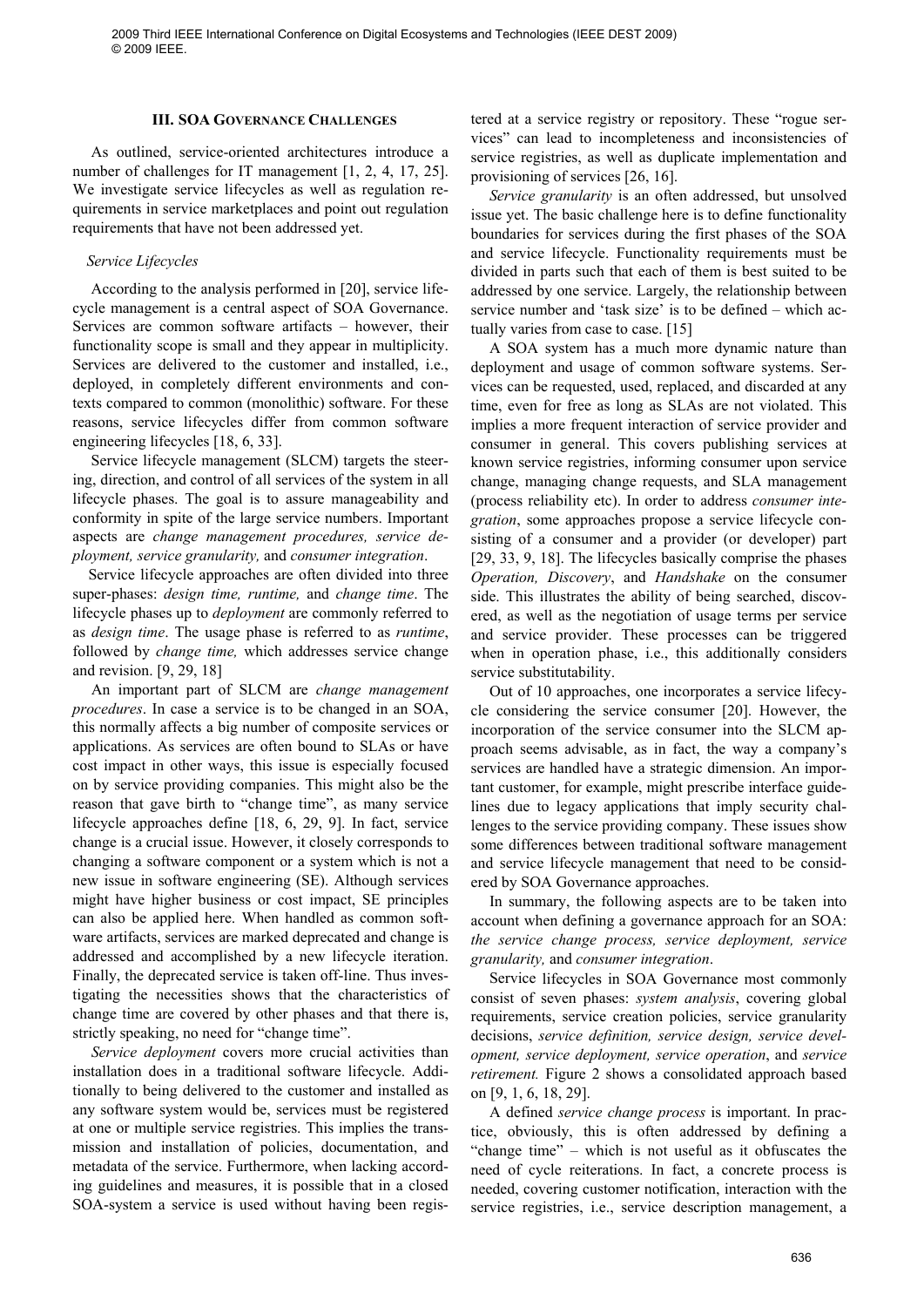### III. SOA Governance Challenges

As outlined, service-oriented architectures introduce a number of challenges for IT management [1, 2, 4, 17, 25]. We investigate service lifecycles as well as regulation requirements in service marketplaces and point out regulation requirements that have not been addressed yet.

#### *Service Lifecycles*

According to the analysis performed in [20], service lifecycle management is a central aspect of SOA Governance. Services are common software artifacts – however, their functionality scope is small and they appear in multiplicity. Services are delivered to the customer and installed, i.e., deployed, in completely different environments and contexts compared to common (monolithic) software. For these reasons, service lifecycles differ from common software engineering lifecycles [18, 6, 33].

Service lifecycle management (SLCM) targets the steering, direction, and control of all services of the system in all lifecycle phases. The goal is to assure manageability and conformity in spite of the large service numbers. Important aspects are *change management procedures, service deployment, service granularity,* and *consumer integration*.

Service lifecycle approaches are often divided into three super-phases: *design time, runtime,* and *change time*. The lifecycle phases up to *deployment* are commonly referred to as *design time*. The usage phase is referred to as *runtime*, followed by *change time,* which addresses service change and revision. [9, 29, 18]

An important part of SLCM are *change management procedures*. In case a service is to be changed in an SOA, this normally affects a big number of composite services or applications. As services are often bound to SLAs or have cost impact in other ways, this issue is especially focused on by service providing companies. This might also be the reason that gave birth to "change time", as many service lifecycle approaches define [18, 6, 29, 9]. In fact, service change is a crucial issue. However, it closely corresponds to changing a software component or a system which is not a new issue in software engineering (SE). Although services might have higher business or cost impact, SE principles can also be applied here. When handled as common software artifacts, services are marked deprecated and change is addressed and accomplished by a new lifecycle iteration. Finally, the deprecated service is taken off-line. Thus investigating the necessities shows that the characteristics of change time are covered by other phases and that there is, strictly speaking, no need for "change time".

*Service deployment* covers more crucial activities than installation does in a traditional software lifecycle. Additionally to being delivered to the customer and installed as any software system would be, services must be registered at one or multiple service registries. This implies the transmission and installation of policies, documentation, and metadata of the service. Furthermore, when lacking according guidelines and measures, it is possible that in a closed SOA-system a service is used without having been registered at a service registry or repository. These "rogue services" can lead to incompleteness and inconsistencies of service registries, as well as duplicate implementation and provisioning of services [26, 16].

*Service granularity* is an often addressed, but unsolved issue yet. The basic challenge here is to define functionality boundaries for services during the first phases of the SOA and service lifecycle. Functionality requirements must be divided in parts such that each of them is best suited to be addressed by one service. Largely, the relationship between service number and 'task size' is to be defined – which actually varies from case to case. [15]

A SOA system has a much more dynamic nature than deployment and usage of common software systems. Services can be requested, used, replaced, and discarded at any time, even for free as long as SLAs are not violated. This implies a more frequent interaction of service provider and consumer in general. This covers publishing services at known service registries, informing consumer upon service change, managing change requests, and SLA management (process reliability etc). In order to address *consumer integration*, some approaches propose a service lifecycle consisting of a consumer and a provider (or developer) part [29, 33, 9, 18]. The lifecycles basically comprise the phases *Operation, Discovery*, and *Handshake* on the consumer side. This illustrates the ability of being searched, discovered, as well as the negotiation of usage terms per service and service provider. These processes can be triggered when in operation phase, i.e., this additionally considers service substitutability.

Out of 10 approaches, one incorporates a service lifecycle considering the service consumer [20]. However, the incorporation of the service consumer into the SLCM approach seems advisable, as in fact, the way a company's services are handled have a strategic dimension. An important customer, for example, might prescribe interface guidelines due to legacy applications that imply security challenges to the service providing company. These issues show some differences between traditional software management and service lifecycle management that need to be considered by SOA Governance approaches.

In summary, the following aspects are to be taken into account when defining a governance approach for an SOA: *the service change process, service deployment, service granularity,* and *consumer integration*.

Service lifecycles in SOA Governance most commonly consist of seven phases: *system analysis*, covering global requirements, service creation policies, service granularity decisions, *service definition, service design, service development, service deployment, service operation*, and *service retirement.* Figure 2 shows a consolidated approach based on [9, 1, 6, 18, 29].

A defined *service change process* is important. In practice, obviously, this is often addressed by defining a "change time" – which is not useful as it obfuscates the need of cycle reiterations. In fact, a concrete process is needed, covering customer notification, interaction with the service registries, i.e., service description management, a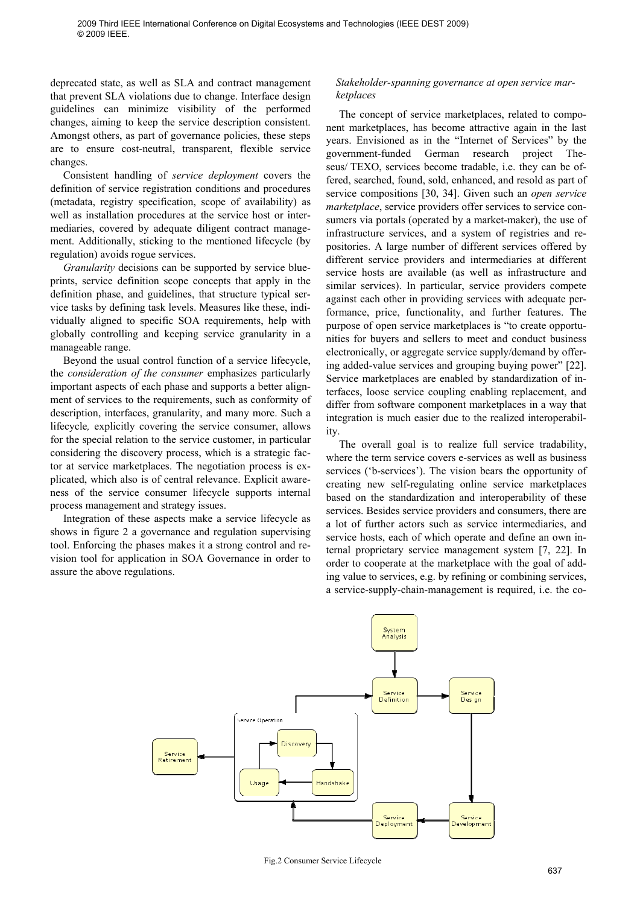deprecated state, as well as SLA and contract management that prevent SLA violations due to change. Interface design guidelines can minimize visibility of the performed changes, aiming to keep the service description consistent. Amongst others, as part of governance policies, these steps are to ensure cost-neutral, transparent, flexible service changes.

Consistent handling of *service deployment* covers the definition of service registration conditions and procedures (metadata, registry specification, scope of availability) as well as installation procedures at the service host or intermediaries, covered by adequate diligent contract management. Additionally, sticking to the mentioned lifecycle (by regulation) avoids rogue services.

*Granularity* decisions can be supported by service blueprints, service definition scope concepts that apply in the definition phase, and guidelines, that structure typical service tasks by defining task levels. Measures like these, individually aligned to specific SOA requirements, help with globally controlling and keeping service granularity in a manageable range.

Beyond the usual control function of a service lifecycle, the *consideration of the consumer* emphasizes particularly important aspects of each phase and supports a better alignment of services to the requirements, such as conformity of description, interfaces, granularity, and many more. Such a lifecycle*,* explicitly covering the service consumer, allows for the special relation to the service customer, in particular considering the discovery process, which is a strategic factor at service marketplaces. The negotiation process is explicated, which also is of central relevance. Explicit awareness of the service consumer lifecycle supports internal process management and strategy issues.

Integration of these aspects make a service lifecycle as shows in figure 2 a governance and regulation supervising tool. Enforcing the phases makes it a strong control and revision tool for application in SOA Governance in order to assure the above regulations.

*Stakeholder-spanning governance at open service marketplaces*

The concept of service marketplaces, related to component marketplaces, has become attractive again in the last years. Envisioned as in the "Internet of Services" by the government-funded German research project Theseus/ TEXO, services become tradable, i.e. they can be offered, searched, found, sold, enhanced, and resold as part of service compositions [30, 34]. Given such an *open service marketplace*, service providers offer services to service consumers via portals (operated by a market-maker), the use of infrastructure services, and a system of registries and repositories. A large number of different services offered by different service providers and intermediaries at different service hosts are available (as well as infrastructure and similar services). In particular, service providers compete against each other in providing services with adequate performance, price, functionality, and further features. The purpose of open service marketplaces is "to create opportunities for buyers and sellers to meet and conduct business electronically, or aggregate service supply/demand by offering added-value services and grouping buying power" [22]. Service marketplaces are enabled by standardization of interfaces, loose service coupling enabling replacement, and differ from software component marketplaces in a way that integration is much easier due to the realized interoperability.

The overall goal is to realize full service tradability, where the term service covers e-services as well as business services ('b-services'). The vision bears the opportunity of creating new self-regulating online service marketplaces based on the standardization and interoperability of these services. Besides service providers and consumers, there are a lot of further actors such as service intermediaries, and service hosts, each of which operate and define an own internal proprietary service management system [7, 22]. In order to cooperate at the marketplace with the goal of adding value to services, e.g. by refining or combining services, a service-supply-chain-management is required, i.e. the co-

Fig.2 Consumer Service Lifecycle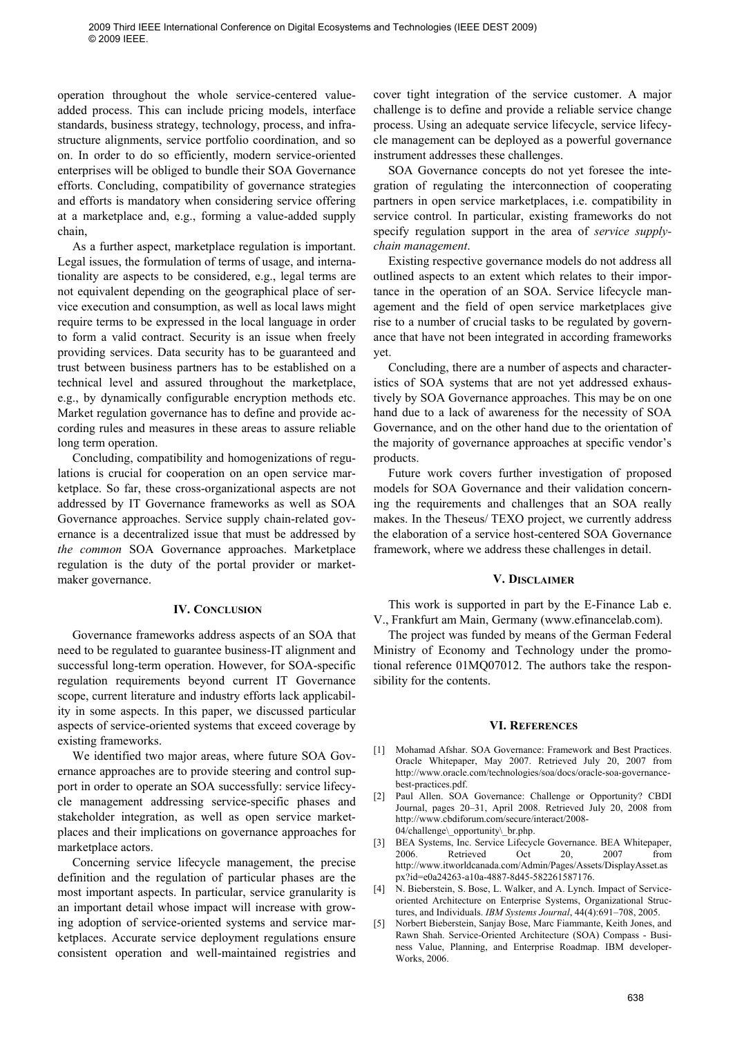operation throughout the whole service-centered value-added process. This can include pricing models, interface standards, business strategy, technology, process, and infrastructure alignments, service portfolio coordination, and so on. In order to do so efficiently, modern service-oriented enterprises will be obliged to bundle their SOA Governance efforts. Concluding, compatibility of governance strategies and efforts is mandatory when considering service offering at a marketplace and, e.g., forming a value-added supply chain,

As a further aspect, marketplace regulation is important. Legal issues, the formulation of terms of usage, and internationality are aspects to be considered, e.g., legal terms are not equivalent depending on the geographical place of service execution and consumption, as well as local laws might require terms to be expressed in the local language in order to form a valid contract. Security is an issue when freely providing services. Data security has to be guaranteed and trust between business partners has to be established on a technical level and assured throughout the marketplace, e.g., by dynamically configurable encryption methods etc. Market regulation governance has to define and provide according rules and measures in these areas to assure reliable long term operation.

Concluding, compatibility and homogenizations of regulations is crucial for cooperation on an open service marketplace. So far, these cross-organizational aspects are not addressed by IT Governance frameworks as well as SOA Governance approaches. Service supply chain-related governance is a decentralized issue that must be addressed by *the common* SOA Governance approaches. Marketplace regulation is the duty of the portal provider or marketmaker governance.

## IV. Conclusion

Governance frameworks address aspects of an SOA that need to be regulated to guarantee business-IT alignment and successful long-term operation. However, for SOA-specific regulation requirements beyond current IT Governance scope, current literature and industry efforts lack applicability in some aspects. In this paper, we discussed particular aspects of service-oriented systems that exceed coverage by existing frameworks.

We identified two major areas, where future SOA Governance approaches are to provide steering and control support in order to operate an SOA successfully: service lifecycle management addressing service-specific phases and stakeholder integration, as well as open service marketplaces and their implications on governance approaches for marketplace actors.

Concerning service lifecycle management, the precise definition and the regulation of particular phases are the most important aspects. In particular, service granularity is an important detail whose impact will increase with growing adoption of service-oriented systems and service marketplaces. Accurate service deployment regulations ensure consistent operation and well-maintained registries and cover tight integration of the service customer. A major challenge is to define and provide a reliable service change process. Using an adequate service lifecycle, service lifecycle management can be deployed as a powerful governance instrument addresses these challenges.

SOA Governance concepts do not yet foresee the integration of regulating the interconnection of cooperating partners in open service marketplaces, i.e. compatibility in service control. In particular, existing frameworks do not specify regulation support in the area of *service supply-chain management*.

Existing respective governance models do not address all outlined aspects to an extent which relates to their importance in the operation of an SOA. Service lifecycle management and the field of open service marketplaces give rise to a number of crucial tasks to be regulated by governance that have not been integrated in according frameworks yet.

Concluding, there are a number of aspects and characteristics of SOA systems that are not yet addressed exhaustively by SOA Governance approaches. This may be on one hand due to a lack of awareness for the necessity of SOA Governance, and on the other hand due to the orientation of the majority of governance approaches at specific vendor's products.

Future work covers further investigation of proposed models for SOA Governance and their validation concerning the requirements and challenges that an SOA really makes. In the Theseus/ TEXO project, we currently address the elaboration of a service host-centered SOA Governance framework, where we address these challenges in detail.

## V. Disclaimer

This work is supported in part by the E-Finance Lab e. V., Frankfurt am Main, Germany (www.efinancelab.com).

The project was funded by means of the German Federal Ministry of Economy and Technology under the promotional reference 01MQ07012. The authors take the responsibility for the contents.

## VI. References

[1] Mohamad Afshar. SOA Governance: Framework and Best Practices. Oracle Whitepaper, May 2007. Retrieved July 20, 2007 from http://www.oracle.com/technologies/soa/docs/oracle-soa-governance-best-practices.pdf.

[2] Paul Allen. SOA Governance: Challenge or Opportunity? CBDI Journal, pages 20–31, April 2008. Retrieved July 20, 2008 from http://www.cbdiforum.com/secure/interact/2008-04/challenge\_opportunity\_br.php.

[3] BEA Systems, Inc. Service Lifecycle Governance. BEA Whitepaper, 2006. Retrieved Oct 20, 2007 from http://www.itworldcanada.com/Admin/Pages/Assets/DisplayAsset.aspx?id=e0a24263-a10a-4887-8d45-582261587176.

[4] N. Bieberstein, S. Bose, L. Walker, and A. Lynch. Impact of Service-oriented Architecture on Enterprise Systems, Organizational Structures, and Individuals. *IBM Systems Journal*, 44(4):691–708, 2005.

[5] Norbert Bieberstein, Sanjay Bose, Marc Fiammante, Keith Jones, and Rawn Shah. Service-Oriented Architecture (SOA) Compass - Business Value, Planning, and Enterprise Roadmap. IBM developerWorks, 2006.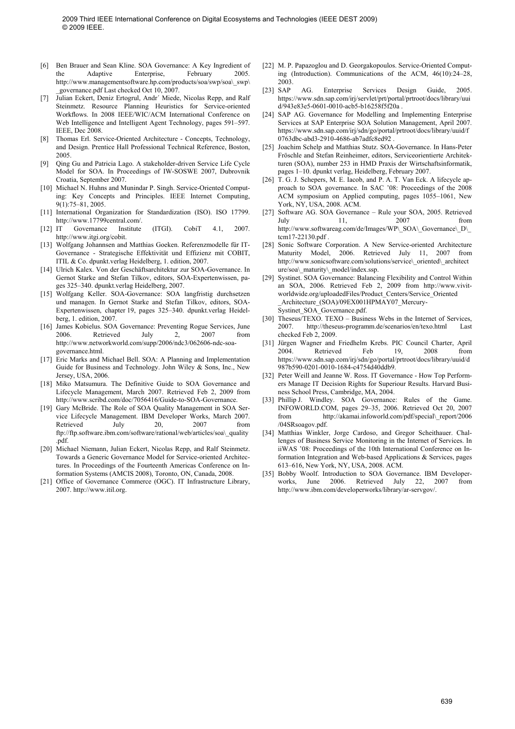[6] Ben Brauer and Sean Kline. SOA Governance: A Key Ingredient of the Adaptive Enterprise, February 2005. http://www.managementsoftware.hp.com/products/soa/swp/soa\_swp\_governance.pdf Last checked Oct 10, 2007.

[7] Julian Eckert, Deniz Ertogrul, Andr´ Miede, Nicolas Repp, and Ralf Steinmetz. Resource Planning Heuristics for Service-oriented Workflows. In 2008 IEEE/WIC/ACM International Conference on Web Intelligence and Intelligent Agent Technology, pages 591–597. IEEE, Dec 2008.

[8] Thomas Erl. Service-Oriented Architecture - Concepts, Technology, and Design. Prentice Hall Professional Technical Reference, Boston, 2005.

[9] Qing Gu and Patricia Lago. A stakeholder-driven Service Life Cycle Model for SOA. In Proceedings of IW-SOSWE 2007, Dubrovnik Croatia, September 2007.

[10] Michael N. Huhns and Munindar P. Singh. Service-Oriented Computing: Key Concepts and Principles. IEEE Internet Computing, 9(1):75–81, 2005.

[11] International Organization for Standardization (ISO). ISO 17799. http://www.17799central.com/.

[12] IT Governance Institute (ITGI). CobiT 4.1, 2007. http://www.itgi.org/cobit.

[13] Wolfgang Johannsen and Matthias Goeken. Referenzmodelle für IT-Governance - Strategische Effektivität und Effizienz mit COBIT, ITIL & Co. dpunkt.verlag Heidelberg, 1. edition, 2007.

[14] Ulrich Kalex. Von der Geschäftsarchitektur zur SOA-Governance. In Gernot Starke and Stefan Tilkov, editors, SOA-Expertenwissen, pages 325–340. dpunkt.verlag Heidelberg, 2007.

[15] Wolfgang Keller. SOA-Governance: SOA langfristig durchsetzen und managen. In Gernot Starke and Stefan Tilkov, editors, SOA-Expertenwissen, chapter 19, pages 325–340. dpunkt.verlag Heidelberg, 1. edition, 2007.

[16] James Kobielus. SOA Governance: Preventing Rogue Services, June 2006. Retrieved July 2, 2007 from http://www.networkworld.com/supp/2006/ndc3/062606-ndc-soa-governance.html.

[17] Eric Marks and Michael Bell. SOA: A Planning and Implementation Guide for Business and Technology. John Wiley & Sons, Inc., New Jersey, USA, 2006.

[18] Miko Matsumura. The Definitive Guide to SOA Governance and Lifecycle Management, March 2007. Retrieved Feb 2, 2009 from http://www.scribd.com/doc/7056416/Guide-to-SOA-Governance.

[19] Gary McBride. The Role of SOA Quality Management in SOA Service Lifecycle Management. IBM Developer Works, March 2007. Retrieved July 20, 2007 from ftp://ftp.software.ibm.com/software/rational/web/articles/soa\_quality.pdf.

[20] Michael Niemann, Julian Eckert, Nicolas Repp, and Ralf Steinmetz. Towards a Generic Governance Model for Service-oriented Architectures. In Proceedings of the Fourteenth Americas Conference on Information Systems (AMCIS 2008), Toronto, ON, Canada, 2008.

[21] Office of Governance Commerce (OGC). IT Infrastructure Library, 2007. http://www.itil.org.

[22] M. P. Papazoglou and D. Georgakopoulos. Service-Oriented Computing (Introduction). Communications of the ACM, 46(10):24–28, 2003.

[23] SAP AG. Enterprise Services Design Guide, 2005. https://www.sdn.sap.com/irj/servlet/prt/portal/prtroot/docs/library/uuid/943e83e5-0601-0010-acb5-b16258f5f20a .

[24] SAP AG. Governance for Modelling and Implementing Enterprise Services at SAP Enterprise SOA Solution Management, April 2007. https://www.sdn.sap.com/irj/sdn/go/portal/prtroot/docs/library/uuid/f0763dbc-abd3-2910-4686-ab7adfc8ed92 .

[25] Joachim Schelp and Matthias Stutz. SOA-Governance. In Hans-Peter Fröschle and Stefan Reinheimer, editors, Serviceorientierte Architekturen (SOA), number 253 in HMD Praxis der Wirtschaftsinformatik, pages 1–10. dpunkt verlag, Heidelberg, February 2007.

[26] T. G. J. Schepers, M. E. Iacob, and P. A. T. Van Eck. A lifecycle approach to SOA governance. In SAC '08: Proceedings of the 2008 ACM symposium on Applied computing, pages 1055–1061, New York, NY, USA, 2008. ACM.

[27] Software AG. SOA Governance – Rule your SOA, 2005. Retrieved July 11, 2007 from http://www.softwareag.com/de/Images/WP\_SOA\_Governance\_D\_tcm17-22130.pdf .

[28] Sonic Software Corporation. A New Service-oriented Architecture Maturity Model, 2006. Retrieved July 11, 2007 from http://www.sonicsoftware.com/solutions/service\_oriented\_architecture/soa\_maturity\_model/index.ssp.

[29] Systinet. SOA Governance: Balancing Flexibility and Control Within an SOA, 2006. Retrieved Feb 2, 2009 from http://www.vivit-worldwide.org/uploadedFiles/Product_Centers/Service_Oriented_Architecture_(SOA)/09EX001HPMAY07_Mercury-Systinet_SOA_Governance.pdf.

[30] Theseus/TEXO. TEXO – Business Webs in the Internet of Services, 2007. http://theseus-programm.de/scenarios/en/texo.html Last checked Feb 2, 2009.

[31] Jürgen Wagner and Friedhelm Krebs. PIC Council Charter, April 2004. Retrieved Feb 19, 2008 from https://www.sdn.sap.com/irj/sdn/go/portal/prtroot/docs/library/uuid/d987b590-0201-0010-1684-c4754d40ddb9.

[32] Peter Weill and Jeanne W. Ross. IT Governance - How Top Performers Manage IT Decision Rights for Superiour Results. Harvard Business School Press, Cambridge, MA, 2004.

[33] Phillip J. Windley. SOA Governance: Rules of the Game. INFOWORLD.COM, pages 29–35, 2006. Retrieved Oct 20, 2007 from http://akamai.infoworld.com/pdf/special\_report/2006/04SRsoagov.pdf.

[34] Matthias Winkler, Jorge Cardoso, and Gregor Scheithauer. Challenges of Business Service Monitoring in the Internet of Services. In iiWAS '08: Proceedings of the 10th International Conference on Information Integration and Web-based Applications & Services, pages 613–616, New York, NY, USA, 2008. ACM.

[35] Bobby Woolf. Introduction to SOA Governance. IBM Developerworks, June 2006. Retrieved July 22, 2007 from http://www.ibm.com/developerworks/library/ar-servgov/.